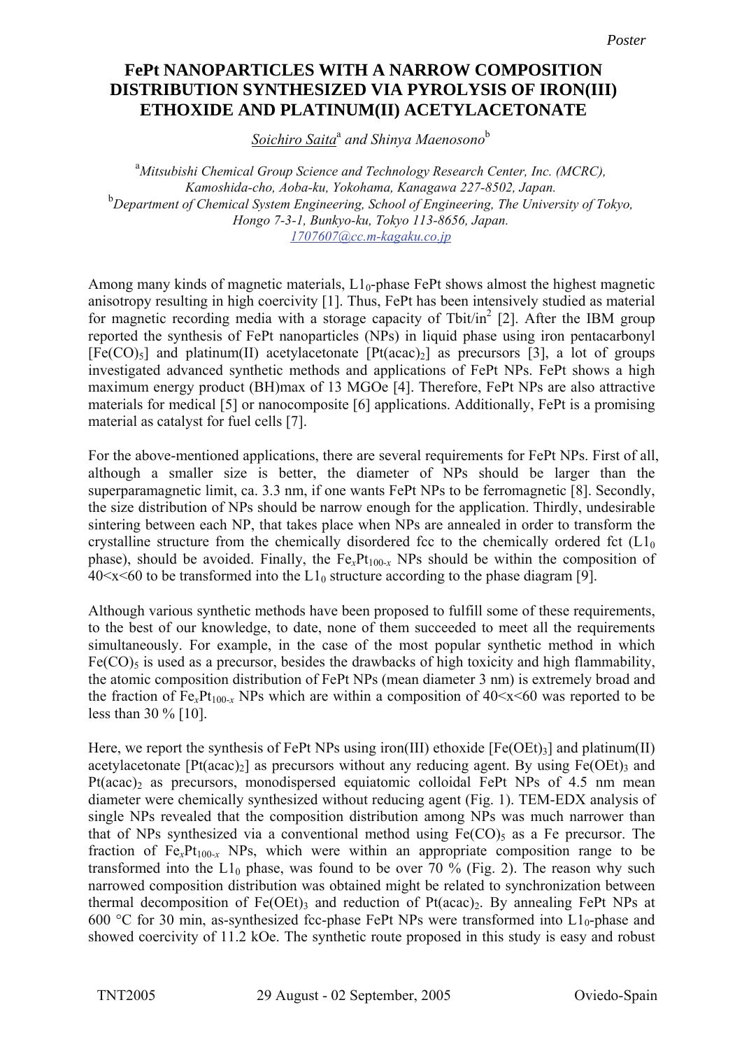Poster

# FePt NANOPARTICLES WITH A NARROW COMPOSITION DISTRIBUTION SYNTHESIZED VIA PYROLYSIS OF IRON(III) ETHOXIDE AND PLATINUM(II) ACETYLACETONATE

*Soichiro Saita*[a] *and Shinya Maenosono*[b]

[a] *Mitsubishi Chemical Group Science and Technology Research Center, Inc. (MCRC), Kamoshida-cho, Aoba-ku, Yokohama, Kanagawa 227-8502, Japan.*
[b] *Department of Chemical System Engineering, School of Engineering, The University of Tokyo, Hongo 7-3-1, Bunkyo-ku, Tokyo 113-8656, Japan.*
*1707607@cc.m-kagaku.co.jp*

Among many kinds of magnetic materials, $L1_0$-phase FePt shows almost the highest magnetic anisotropy resulting in high coercivity [1]. Thus, FePt has been intensively studied as material for magnetic recording media with a storage capacity of Tbit/in$^2$ [2]. After the IBM group reported the synthesis of FePt nanoparticles (NPs) in liquid phase using iron pentacarbonyl [$Fe(CO)_5$] and platinum(II) acetylacetonate [$Pt(acac)_2$] as precursors [3], a lot of groups investigated advanced synthetic methods and applications of FePt NPs. FePt shows a high maximum energy product (BH)max of 13 MGOe [4]. Therefore, FePt NPs are also attractive materials for medical [5] or nanocomposite [6] applications. Additionally, FePt is a promising material as catalyst for fuel cells [7].

For the above-mentioned applications, there are several requirements for FePt NPs. First of all, although a smaller size is better, the diameter of NPs should be larger than the superparamagnetic limit, ca. 3.3 nm, if one wants FePt NPs to be ferromagnetic [8]. Secondly, the size distribution of NPs should be narrow enough for the application. Thirdly, undesirable sintering between each NP, that takes place when NPs are annealed in order to transform the crystalline structure from the chemically disordered fcc to the chemically ordered fct ($L1_0$ phase), should be avoided. Finally, the $Fe_xPt_{100-x}$ NPs should be within the composition of $40<x<60$ to be transformed into the $L1_0$ structure according to the phase diagram [9].

Although various synthetic methods have been proposed to fulfill some of these requirements, to the best of our knowledge, to date, none of them succeeded to meet all the requirements simultaneously. For example, in the case of the most popular synthetic method in which $Fe(CO)_5$ is used as a precursor, besides the drawbacks of high toxicity and high flammability, the atomic composition distribution of FePt NPs (mean diameter 3 nm) is extremely broad and the fraction of $Fe_xPt_{100-x}$ NPs which are within a composition of $40<x<60$ was reported to be less than 30 % [10].

Here, we report the synthesis of FePt NPs using iron(III) ethoxide [$Fe(OEt)_3$] and platinum(II) acetylacetonate [$Pt(acac)_2$] as precursors without any reducing agent. By using $Fe(OEt)_3$ and $Pt(acac)_2$ as precursors, monodispersed equiatomic colloidal FePt NPs of 4.5 nm mean diameter were chemically synthesized without reducing agent (Fig. 1). TEM-EDX analysis of single NPs revealed that the composition distribution among NPs was much narrower than that of NPs synthesized via a conventional method using $Fe(CO)_5$ as a Fe precursor. The fraction of $Fe_xPt_{100-x}$ NPs, which were within an appropriate composition range to be transformed into the $L1_0$ phase, was found to be over 70 % (Fig. 2). The reason why such narrowed composition distribution was obtained might be related to synchronization between thermal decomposition of $Fe(OEt)_3$ and reduction of $Pt(acac)_2$. By annealing FePt NPs at 600 °C for 30 min, as-synthesized fcc-phase FePt NPs were transformed into $L1_0$-phase and showed coercivity of 11.2 kOe. The synthetic route proposed in this study is easy and robust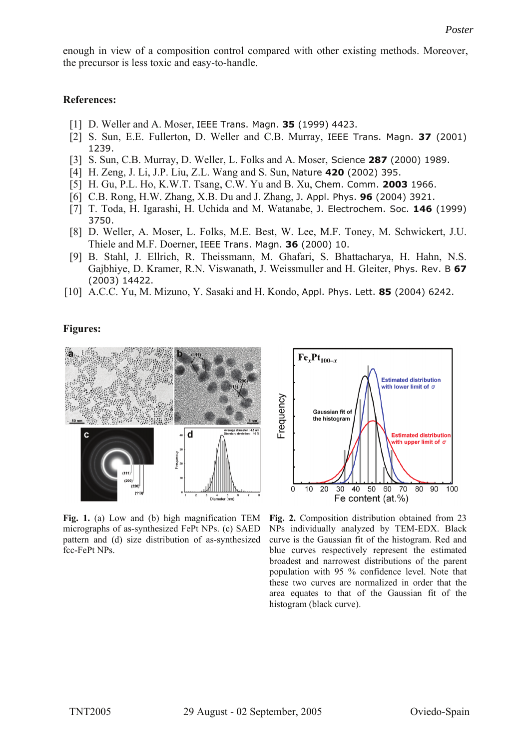enough in view of a composition control compared with other existing methods. Moreover, the precursor is less toxic and easy-to-handle.

**References:**

[1] D. Weller and A. Moser, IEEE Trans. Magn. **35** (1999) 4423.
[2] S. Sun, E.E. Fullerton, D. Weller and C.B. Murray, IEEE Trans. Magn. **37** (2001) 1239.
[3] S. Sun, C.B. Murray, D. Weller, L. Folks and A. Moser, Science **287** (2000) 1989.
[4] H. Zeng, J. Li, J.P. Liu, Z.L. Wang and S. Sun, Nature **420** (2002) 395.
[5] H. Gu, P.L. Ho, K.W.T. Tsang, C.W. Yu and B. Xu, Chem. Comm. **2003** 1966.
[6] C.B. Rong, H.W. Zhang, X.B. Du and J. Zhang, J. Appl. Phys. **96** (2004) 3921.
[7] T. Toda, H. Igarashi, H. Uchida and M. Watanabe, J. Electrochem. Soc. **146** (1999) 3750.
[8] D. Weller, A. Moser, L. Folks, M.E. Best, W. Lee, M.F. Toney, M. Schwickert, J.U. Thiele and M.F. Doerner, IEEE Trans. Magn. **36** (2000) 10.
[9] B. Stahl, J. Ellrich, R. Theissmann, M. Ghafari, S. Bhattacharya, H. Hahn, N.S. Gajbhiye, D. Kramer, R.N. Viswanath, J. Weissmuller and H. Gleiter, Phys. Rev. B **67** (2003) 14422.
[10] A.C.C. Yu, M. Mizuno, Y. Sasaki and H. Kondo, Appl. Phys. Lett. **85** (2004) 6242.

**Figures:**

a
50 nm
b
(111)
(200)
(111)
5 nm
c
(111)
(200)
(220)
(113)
d
Average diameter : 4.5 nm
Standard deviation : 16 %
Frequency
Diameter (nm)

**Fig. 1.** (a) Low and (b) high magnification TEM micrographs of as-synthesized FePt NPs. (c) SAED pattern and (d) size distribution of as-synthesized fcc-FePt NPs.

$Fe_xPt_{100-x}$
Estimated distribution with lower limit of $\sigma$
Gaussian fit of the histogram
Estimated distribution with upper limit of $\sigma$
Frequency
0 10 20 30 40 50 60 70 80 90 100
Fe content (at.%)

**Fig. 2.** Composition distribution obtained from 23 NPs individually analyzed by TEM-EDX. Black curve is the Gaussian fit of the histogram. Red and blue curves respectively represent the estimated broadest and narrowest distributions of the parent population with 95 % confidence level. Note that these two curves are normalized in order that the area equates to that of the Gaussian fit of the histogram (black curve).